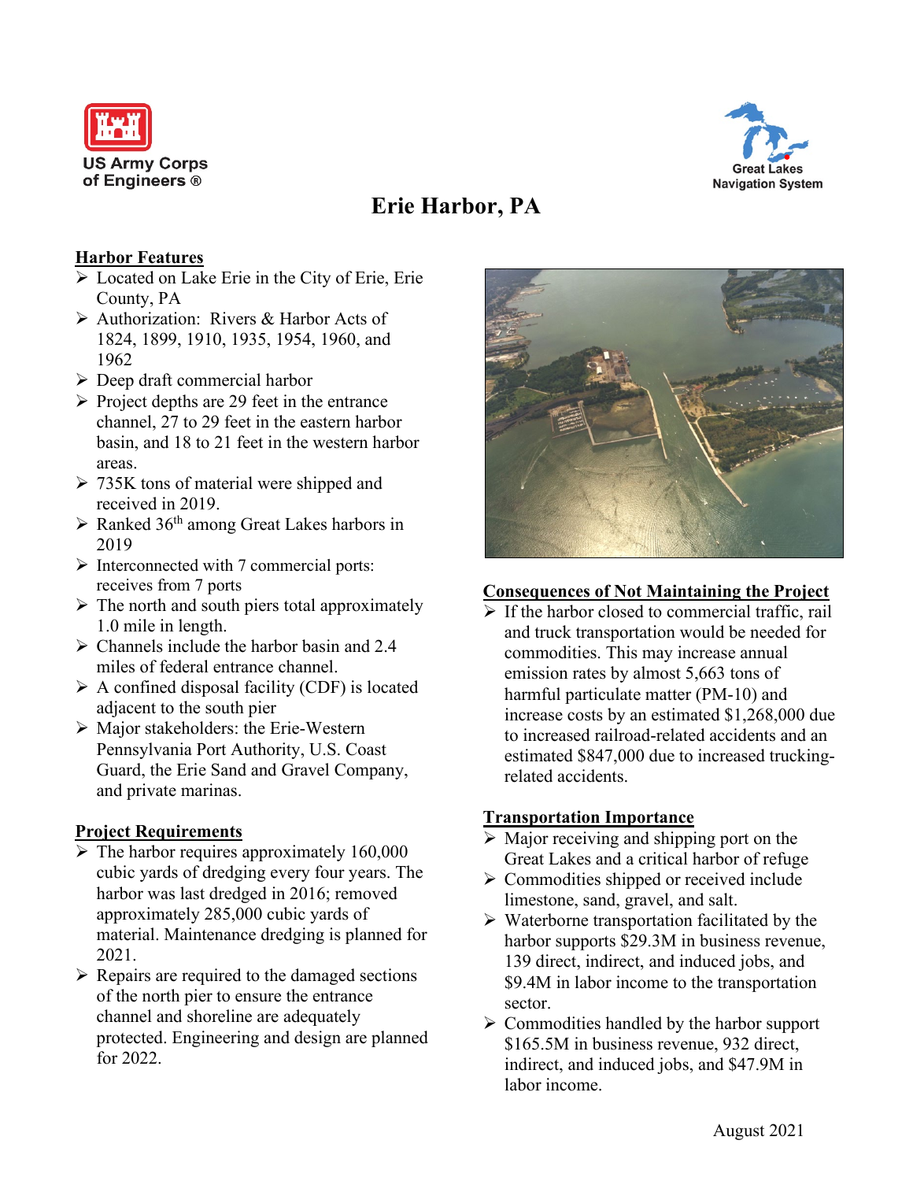US Army Corps of Engineers ®

Great Lakes Navigation System

# Erie Harbor, PA

## Harbor Features

- Located on Lake Erie in the City of Erie, Erie County, PA
- Authorization: Rivers & Harbor Acts of 1824, 1899, 1910, 1935, 1954, 1960, and 1962
- Deep draft commercial harbor
- Project depths are 29 feet in the entrance channel, 27 to 29 feet in the eastern harbor basin, and 18 to 21 feet in the western harbor areas.
- 735K tons of material were shipped and received in 2019.
- Ranked 36th among Great Lakes harbors in 2019
- Interconnected with 7 commercial ports: receives from 7 ports
- The north and south piers total approximately 1.0 mile in length.
- Channels include the harbor basin and 2.4 miles of federal entrance channel.
- A confined disposal facility (CDF) is located adjacent to the south pier
- Major stakeholders: the Erie-Western Pennsylvania Port Authority, U.S. Coast Guard, the Erie Sand and Gravel Company, and private marinas.

## Project Requirements

- The harbor requires approximately 160,000 cubic yards of dredging every four years. The harbor was last dredged in 2016; removed approximately 285,000 cubic yards of material. Maintenance dredging is planned for 2021.
- Repairs are required to the damaged sections of the north pier to ensure the entrance channel and shoreline are adequately protected. Engineering and design are planned for 2022.

## Consequences of Not Maintaining the Project

- If the harbor closed to commercial traffic, rail and truck transportation would be needed for commodities. This may increase annual emission rates by almost 5,663 tons of harmful particulate matter (PM-10) and increase costs by an estimated $1,268,000 due to increased railroad-related accidents and an estimated $847,000 due to increased trucking-related accidents.

## Transportation Importance

- Major receiving and shipping port on the Great Lakes and a critical harbor of refuge
- Commodities shipped or received include limestone, sand, gravel, and salt.
- Waterborne transportation facilitated by the harbor supports $29.3M in business revenue, 139 direct, indirect, and induced jobs, and $9.4M in labor income to the transportation sector.
- Commodities handled by the harbor support $165.5M in business revenue, 932 direct, indirect, and induced jobs, and $47.9M in labor income.

August 2021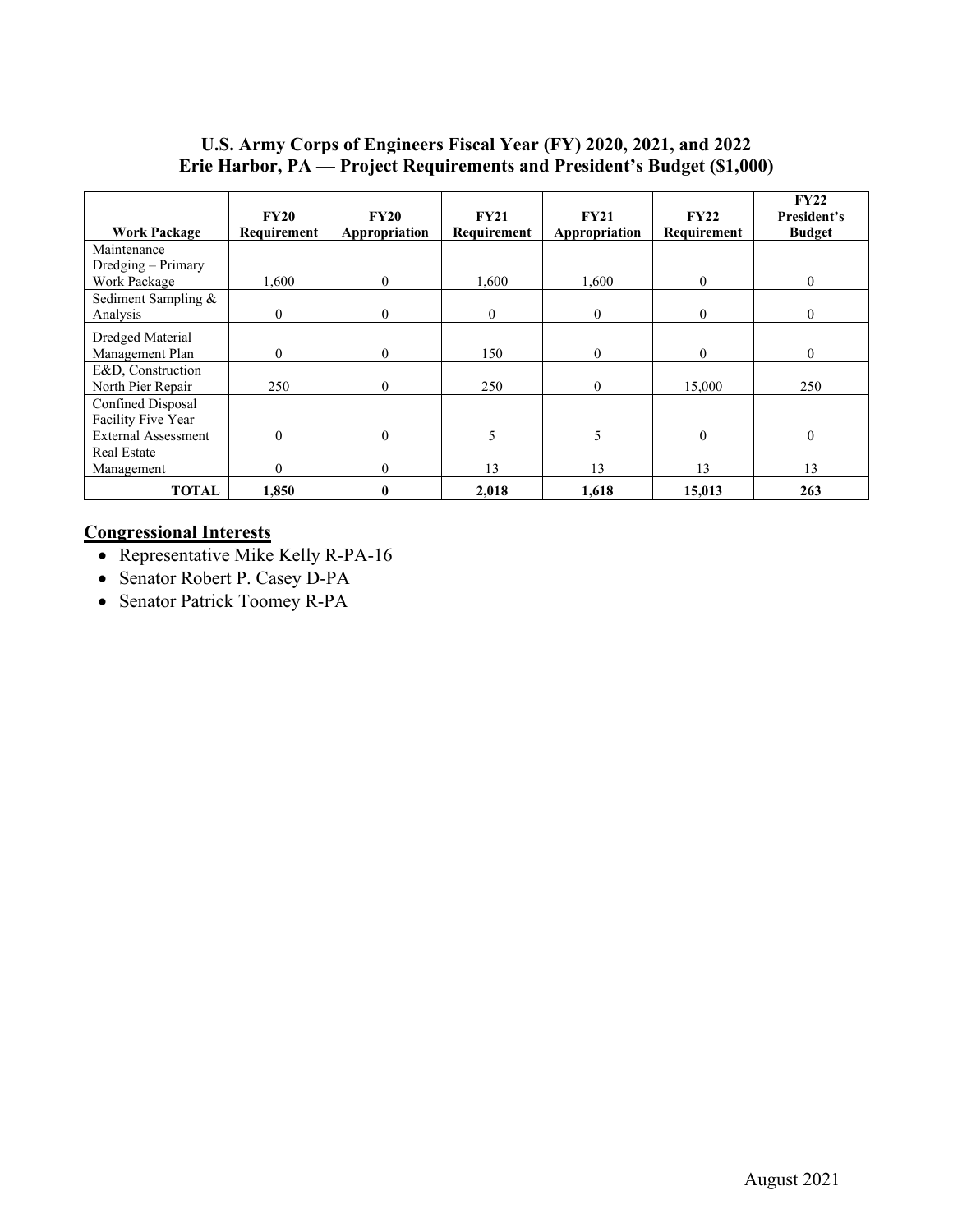**U.S. Army Corps of Engineers Fiscal Year (FY) 2020, 2021, and 2022**
**Erie Harbor, PA — Project Requirements and President's Budget ($1,000)**

| Work Package | FY20 Requirement | FY20 Appropriation | FY21 Requirement | FY21 Appropriation | FY22 Requirement | FY22 President's Budget |
|---|---|---|---|---|---|---|
| Maintenance Dredging – Primary Work Package | 1,600 | 0 | 1,600 | 1,600 | 0 | 0 |
| Sediment Sampling & Analysis | 0 | 0 | 0 | 0 | 0 | 0 |
| Dredged Material Management Plan | 0 | 0 | 150 | 0 | 0 | 0 |
| E&D, Construction North Pier Repair | 250 | 0 | 250 | 0 | 15,000 | 250 |
| Confined Disposal Facility Five Year External Assessment | 0 | 0 | 5 | 5 | 0 | 0 |
| Real Estate Management | 0 | 0 | 13 | 13 | 13 | 13 |
| **TOTAL** | **1,850** | **0** | **2,018** | **1,618** | **15,013** | **263** |

## Congressional Interests

- Representative Mike Kelly R-PA-16
- Senator Robert P. Casey D-PA
- Senator Patrick Toomey R-PA

August 2021